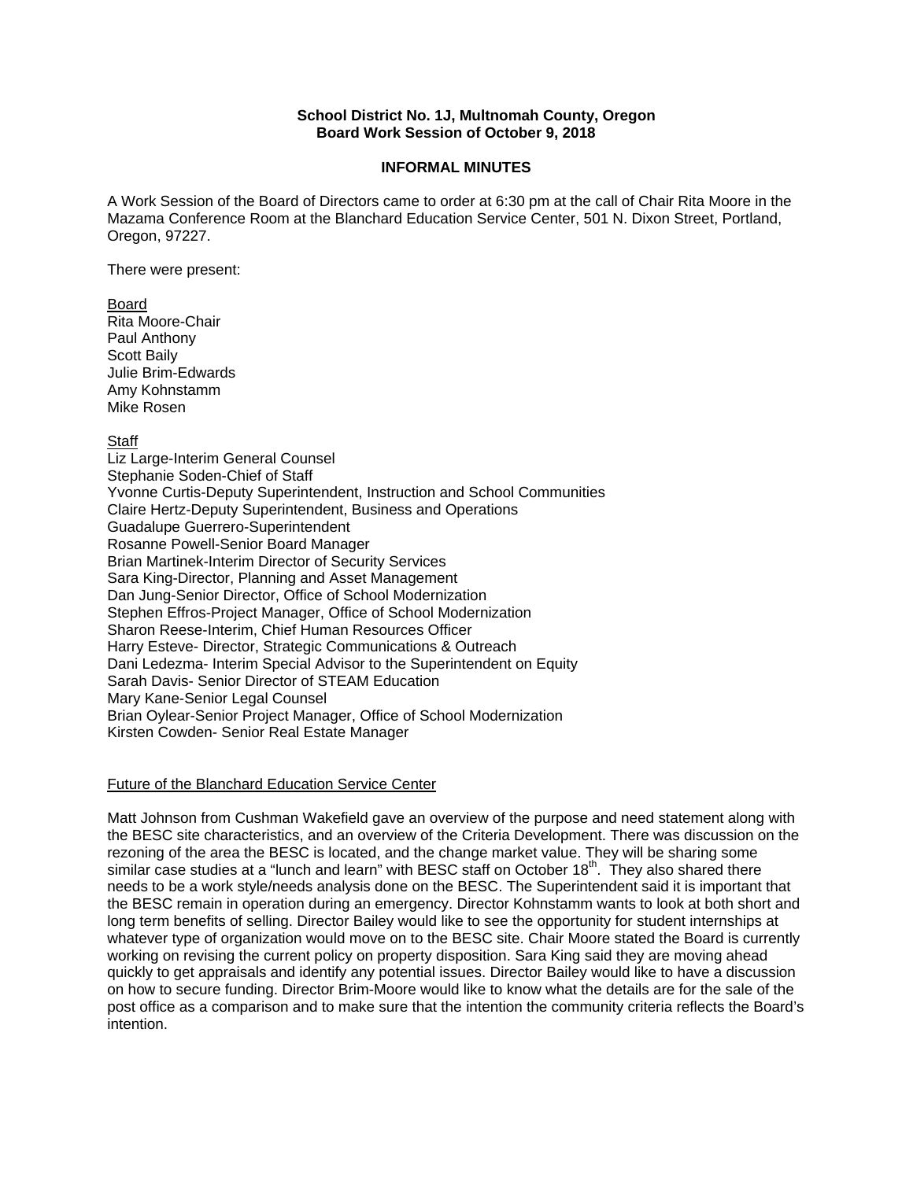**School District No. 1J, Multnomah County, Oregon**
**Board Work Session of October 9, 2018**

**INFORMAL MINUTES**

A Work Session of the Board of Directors came to order at 6:30 pm at the call of Chair Rita Moore in the Mazama Conference Room at the Blanchard Education Service Center, 501 N. Dixon Street, Portland, Oregon, 97227.

There were present:

Board
Rita Moore-Chair
Paul Anthony
Scott Baily
Julie Brim-Edwards
Amy Kohnstamm
Mike Rosen

Staff
Liz Large-Interim General Counsel
Stephanie Soden-Chief of Staff
Yvonne Curtis-Deputy Superintendent, Instruction and School Communities
Claire Hertz-Deputy Superintendent, Business and Operations
Guadalupe Guerrero-Superintendent
Rosanne Powell-Senior Board Manager
Brian Martinek-Interim Director of Security Services
Sara King-Director, Planning and Asset Management
Dan Jung-Senior Director, Office of School Modernization
Stephen Effros-Project Manager, Office of School Modernization
Sharon Reese-Interim, Chief Human Resources Officer
Harry Esteve- Director, Strategic Communications & Outreach
Dani Ledezma- Interim Special Advisor to the Superintendent on Equity
Sarah Davis- Senior Director of STEAM Education
Mary Kane-Senior Legal Counsel
Brian Oylear-Senior Project Manager, Office of School Modernization
Kirsten Cowden- Senior Real Estate Manager

Future of the Blanchard Education Service Center

Matt Johnson from Cushman Wakefield gave an overview of the purpose and need statement along with the BESC site characteristics, and an overview of the Criteria Development. There was discussion on the rezoning of the area the BESC is located, and the change market value. They will be sharing some similar case studies at a "lunch and learn" with BESC staff on October 18th. They also shared there needs to be a work style/needs analysis done on the BESC. The Superintendent said it is important that the BESC remain in operation during an emergency. Director Kohnstamm wants to look at both short and long term benefits of selling. Director Bailey would like to see the opportunity for student internships at whatever type of organization would move on to the BESC site. Chair Moore stated the Board is currently working on revising the current policy on property disposition. Sara King said they are moving ahead quickly to get appraisals and identify any potential issues. Director Bailey would like to have a discussion on how to secure funding. Director Brim-Moore would like to know what the details are for the sale of the post office as a comparison and to make sure that the intention the community criteria reflects the Board's intention.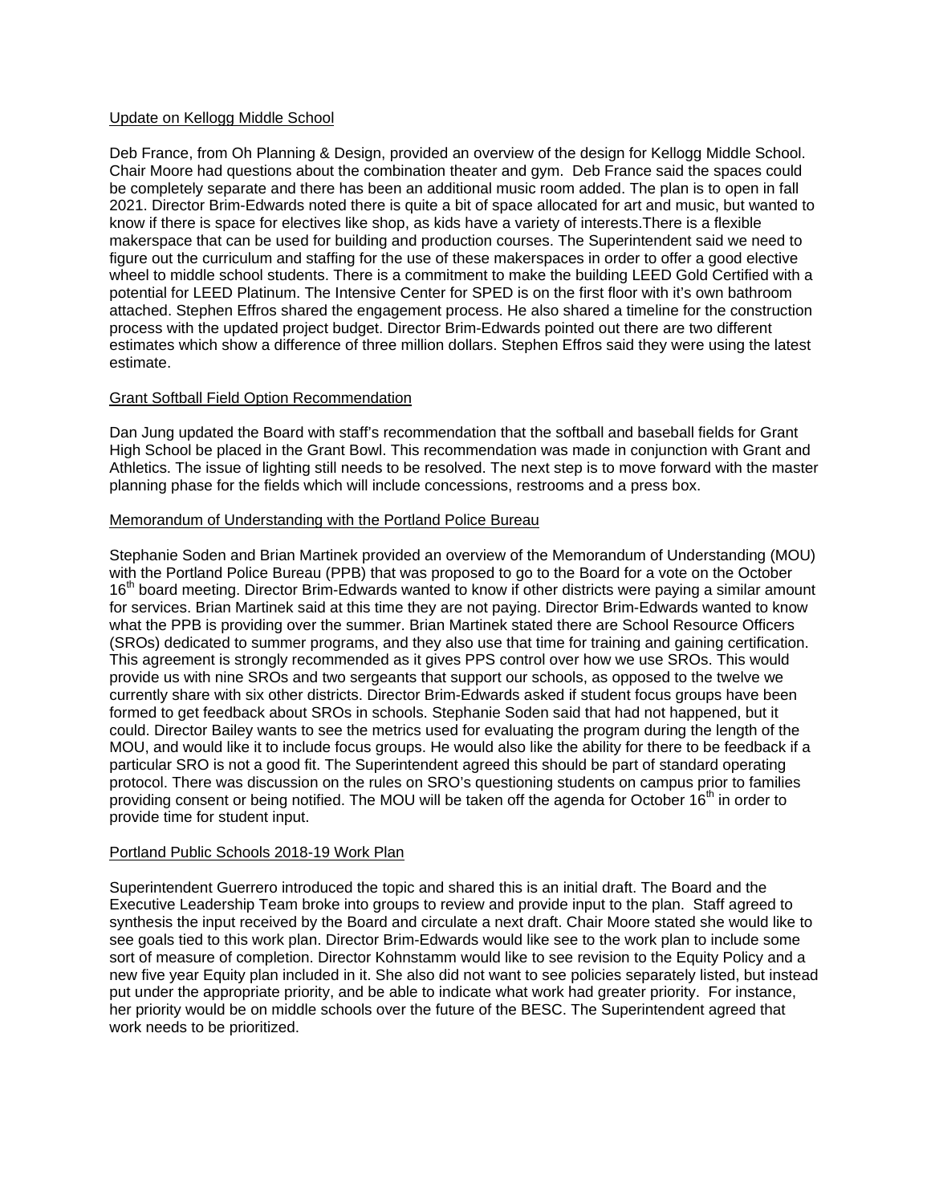Update on Kellogg Middle School

Deb France, from Oh Planning & Design, provided an overview of the design for Kellogg Middle School. Chair Moore had questions about the combination theater and gym. Deb France said the spaces could be completely separate and there has been an additional music room added. The plan is to open in fall 2021. Director Brim-Edwards noted there is quite a bit of space allocated for art and music, but wanted to know if there is space for electives like shop, as kids have a variety of interests.There is a flexible makerspace that can be used for building and production courses. The Superintendent said we need to figure out the curriculum and staffing for the use of these makerspaces in order to offer a good elective wheel to middle school students. There is a commitment to make the building LEED Gold Certified with a potential for LEED Platinum. The Intensive Center for SPED is on the first floor with it's own bathroom attached. Stephen Effros shared the engagement process. He also shared a timeline for the construction process with the updated project budget. Director Brim-Edwards pointed out there are two different estimates which show a difference of three million dollars. Stephen Effros said they were using the latest estimate.

Grant Softball Field Option Recommendation

Dan Jung updated the Board with staff's recommendation that the softball and baseball fields for Grant High School be placed in the Grant Bowl. This recommendation was made in conjunction with Grant and Athletics. The issue of lighting still needs to be resolved. The next step is to move forward with the master planning phase for the fields which will include concessions, restrooms and a press box.

Memorandum of Understanding with the Portland Police Bureau

Stephanie Soden and Brian Martinek provided an overview of the Memorandum of Understanding (MOU) with the Portland Police Bureau (PPB) that was proposed to go to the Board for a vote on the October 16th board meeting. Director Brim-Edwards wanted to know if other districts were paying a similar amount for services. Brian Martinek said at this time they are not paying. Director Brim-Edwards wanted to know what the PPB is providing over the summer. Brian Martinek stated there are School Resource Officers (SROs) dedicated to summer programs, and they also use that time for training and gaining certification. This agreement is strongly recommended as it gives PPS control over how we use SROs. This would provide us with nine SROs and two sergeants that support our schools, as opposed to the twelve we currently share with six other districts. Director Brim-Edwards asked if student focus groups have been formed to get feedback about SROs in schools. Stephanie Soden said that had not happened, but it could. Director Bailey wants to see the metrics used for evaluating the program during the length of the MOU, and would like it to include focus groups. He would also like the ability for there to be feedback if a particular SRO is not a good fit. The Superintendent agreed this should be part of standard operating protocol. There was discussion on the rules on SRO's questioning students on campus prior to families providing consent or being notified. The MOU will be taken off the agenda for October 16th in order to provide time for student input.

Portland Public Schools 2018-19 Work Plan

Superintendent Guerrero introduced the topic and shared this is an initial draft. The Board and the Executive Leadership Team broke into groups to review and provide input to the plan. Staff agreed to synthesis the input received by the Board and circulate a next draft. Chair Moore stated she would like to see goals tied to this work plan. Director Brim-Edwards would like see to the work plan to include some sort of measure of completion. Director Kohnstamm would like to see revision to the Equity Policy and a new five year Equity plan included in it. She also did not want to see policies separately listed, but instead put under the appropriate priority, and be able to indicate what work had greater priority. For instance, her priority would be on middle schools over the future of the BESC. The Superintendent agreed that work needs to be prioritized.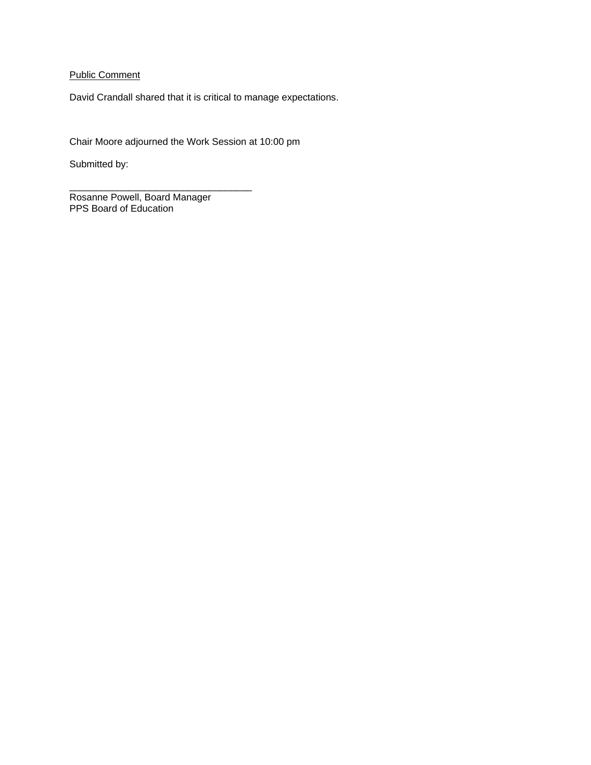Public Comment

David Crandall shared that it is critical to manage expectations.

Chair Moore adjourned the Work Session at 10:00 pm

Submitted by:

___________________________________
Rosanne Powell, Board Manager
PPS Board of Education